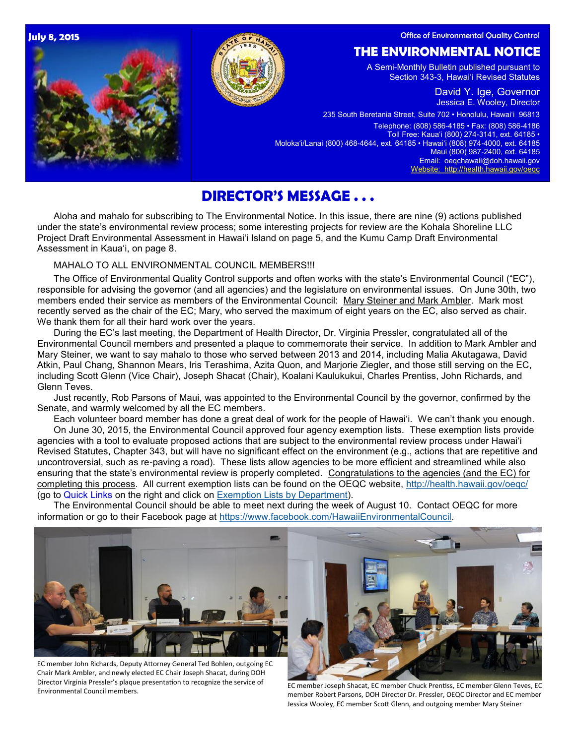July 8, 2015

Office of Environmental Quality Control

# THE ENVIRONMENTAL NOTICE

A Semi-Monthly Bulletin published pursuant to Section 343-3, Hawai'i Revised Statutes

David Y. Ige, Governor
Jessica E. Wooley, Director

235 South Beretania Street, Suite 702 • Honolulu, Hawai'i 96813
Telephone: (808) 586-4185 • Fax: (808) 586-4186
Toll Free: Kaua'i (800) 274-3141, ext. 64185 •
Moloka'i/Lanai (800) 468-4644, ext. 64185 • Hawai'i (808) 974-4000, ext. 64185
Maui (800) 987-2400, ext. 64185
Email: oeqchawaii@doh.hawaii.gov
Website: http://health.hawaii.gov/oeqc

## DIRECTOR'S MESSAGE . . .

Aloha and mahalo for subscribing to The Environmental Notice. In this issue, there are nine (9) actions published under the state's environmental review process; some interesting projects for review are the Kohala Shoreline LLC Project Draft Environmental Assessment in Hawai'i Island on page 5, and the Kumu Camp Draft Environmental Assessment in Kaua'i, on page 8.

MAHALO TO ALL ENVIRONMENTAL COUNCIL MEMBERS!!!

The Office of Environmental Quality Control supports and often works with the state's Environmental Council ("EC"), responsible for advising the governor (and all agencies) and the legislature on environmental issues. On June 30th, two members ended their service as members of the Environmental Council: Mary Steiner and Mark Ambler. Mark most recently served as the chair of the EC; Mary, who served the maximum of eight years on the EC, also served as chair. We thank them for all their hard work over the years.

During the EC's last meeting, the Department of Health Director, Dr. Virginia Pressler, congratulated all of the Environmental Council members and presented a plaque to commemorate their service. In addition to Mark Ambler and Mary Steiner, we want to say mahalo to those who served between 2013 and 2014, including Malia Akutagawa, David Atkin, Paul Chang, Shannon Mears, Iris Terashima, Azita Quon, and Marjorie Ziegler, and those still serving on the EC, including Scott Glenn (Vice Chair), Joseph Shacat (Chair), Koalani Kaulukukui, Charles Prentiss, John Richards, and Glenn Teves.

Just recently, Rob Parsons of Maui, was appointed to the Environmental Council by the governor, confirmed by the Senate, and warmly welcomed by all the EC members.

Each volunteer board member has done a great deal of work for the people of Hawai'i. We can't thank you enough.

On June 30, 2015, the Environmental Council approved four agency exemption lists. These exemption lists provide agencies with a tool to evaluate proposed actions that are subject to the environmental review process under Hawai'i Revised Statutes, Chapter 343, but will have no significant effect on the environment (e.g., actions that are repetitive and uncontroversial, such as re-paving a road). These lists allow agencies to be more efficient and streamlined while also ensuring that the state's environmental review is properly completed. Congratulations to the agencies (and the EC) for completing this process. All current exemption lists can be found on the OEQC website, http://health.hawaii.gov/oeqc/ (go to Quick Links on the right and click on Exemption Lists by Department).

The Environmental Council should be able to meet next during the week of August 10. Contact OEQC for more information or go to their Facebook page at https://www.facebook.com/HawaiiEnvironmentalCouncil.

EC member John Richards, Deputy Attorney General Ted Bohlen, outgoing EC Chair Mark Ambler, and newly elected EC Chair Joseph Shacat, during DOH Director Virginia Pressler's plaque presentation to recognize the service of Environmental Council members.

EC member Joseph Shacat, EC member Chuck Prentiss, EC member Glenn Teves, EC member Robert Parsons, DOH Director Dr. Pressler, OEQC Director and EC member Jessica Wooley, EC member Scott Glenn, and outgoing member Mary Steiner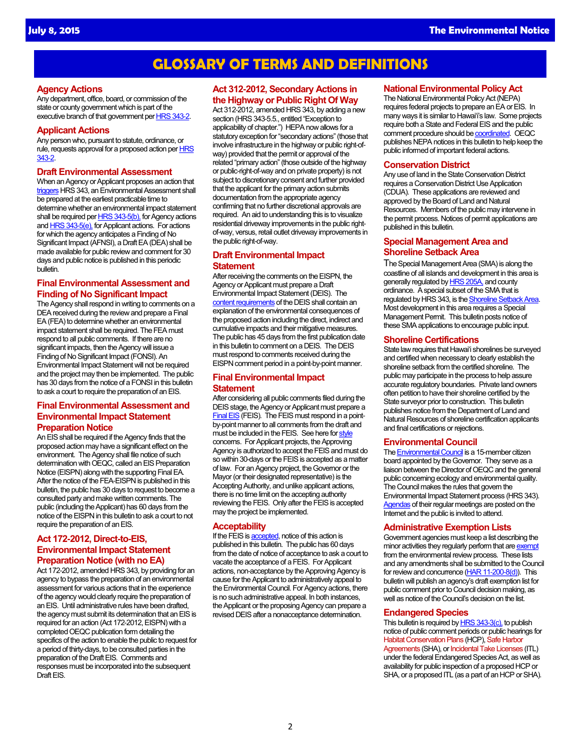# GLOSSARY OF TERMS AND DEFINITIONS

## Agency Actions

Any department, office, board, or commission of the state or county government which is part of the executive branch of that government per HRS 343-2.

## Applicant Actions

Any person who, pursuant to statute, ordinance, or rule, requests approval for a proposed action per HRS 343-2.

## Draft Environmental Assessment

When an Agency or Applicant proposes an action that triggers HRS 343, an Environmental Assessment shall be prepared at the earliest practicable time to determine whether an environmental impact statement shall be required per HRS 343-5(b), for Agency actions and HRS 343-5(e), for Applicant actions. For actions for which the agency anticipates a Finding of No Significant Impact (AFNSI), a Draft EA (DEA) shall be made available for public review and comment for 30 days and public notice is published in this periodic bulletin.

## Final Environmental Assessment and Finding of No Significant Impact

The Agency shall respond in writing to comments on a DEA received during the review and prepare a Final EA (FEA) to determine whether an environmental impact statement shall be required. The FEA must respond to all public comments. If there are no significant impacts, then the Agency will issue a Finding of No Significant Impact (FONSI). An Environmental Impact Statement will not be required and the project may then be implemented. The public has 30 days from the notice of a FONSI in this bulletin to ask a court to require the preparation of an EIS.

## Final Environmental Assessment and Environmental Impact Statement Preparation Notice

An EIS shall be required if the Agency finds that the proposed action may have a significant effect on the environment. The Agency shall file notice of such determination with OEQC, called an EIS Preparation Notice (EISPN) along with the supporting Final EA. After the notice of the FEA-EISPN is published in this bulletin, the public has 30 days to request to become a consulted party and make written comments. The public (including the Applicant) has 60 days from the notice of the EISPN in this bulletin to ask a court to not require the preparation of an EIS.

## Act 172-2012, Direct-to-EIS, Environmental Impact Statement Preparation Notice (with no EA)

Act 172-2012, amended HRS 343, by providing for an agency to bypass the preparation of an environmental assessment for various actions that in the experience of the agency would clearly require the preparation of an EIS. Until administrative rules have been drafted, the agency must submit its determination that an EIS is required for an action (Act 172-2012, EISPN) with a completed OEQC publication form detailing the specifics of the action to enable the public to request for a period of thirty-days, to be consulted parties in the preparation of the Draft EIS. Comments and responses must be incorporated into the subsequent Draft EIS.

## Act 312-2012, Secondary Actions in the Highway or Public Right Of Way

Act 312-2012, amended HRS 343, by adding a new section (HRS 343-5.5., entitled "Exception to applicability of chapter.") HEPA now allows for a statutory exception for "secondary actions" (those that involve infrastructure in the highway or public right-of-way) provided that the permit or approval of the related "primary action" (those outside of the highway or public-right-of-way and on private property) is not subject to discretionary consent and further provided that the applicant for the primary action submits documentation from the appropriate agency confirming that no further discretional approvals are required. An aid to understanding this is to visualize residential driveway improvements in the public right-of-way, versus, retail outlet driveway improvements in the public right-of-way.

## Draft Environmental Impact Statement

After receiving the comments on the EISPN, the Agency or Applicant must prepare a Draft Environmental Impact Statement (DEIS). The content requirements of the DEIS shall contain an explanation of the environmental consequences of the proposed action including the direct, indirect and cumulative impacts and their mitigative measures. The public has 45 days from the first publication date in this bulletin to comment on a DEIS. The DEIS must respond to comments received during the EISPN comment period in a point-by-point manner.

## Final Environmental Impact Statement

After considering all public comments filed during the DEIS stage, the Agency or Applicant must prepare a Final EIS (FEIS). The FEIS must respond in a point-by-point manner to all comments from the draft and must be included in the FEIS. See here for style concerns. For Applicant projects, the Approving Agency is authorized to accept the FEIS and must do so within 30-days or the FEIS is accepted as a matter of law. For an Agency project, the Governor or the Mayor (or their designated representative) is the Accepting Authority, and unlike applicant actions, there is no time limit on the accepting authority reviewing the FEIS. Only after the FEIS is accepted may the project be implemented.

## Acceptability

If the FEIS is accepted, notice of this action is published in this bulletin. The public has 60 days from the date of notice of acceptance to ask a court to vacate the acceptance of a FEIS. For Applicant actions, non-acceptance by the Approving Agency is cause for the Applicant to administratively appeal to the Environmental Council. For Agency actions, there is no such administrative appeal. In both instances, the Applicant or the proposing Agency can prepare a revised DEIS after a nonacceptance determination.

## National Environmental Policy Act

The National Environmental Policy Act (NEPA) requires federal projects to prepare an EA or EIS. In many ways it is similar to Hawai'i's law. Some projects require both a State and Federal EIS and the public comment procedure should be coordinated. OEQC publishes NEPA notices in this bulletin to help keep the public informed of important federal actions.

## Conservation District

Any use of land in the State Conservation District requires a Conservation District Use Application (CDUA). These applications are reviewed and approved by the Board of Land and Natural Resources. Members of the public may intervene in the permit process. Notices of permit applications are published in this bulletin.

## Special Management Area and Shoreline Setback Area

The Special Management Area (SMA) is along the coastline of all islands and development in this area is generally regulated by HRS 205A, and county ordinance. A special subset of the SMA that is regulated by HRS 343, is the Shoreline Setback Area. Most development in this area requires a Special Management Permit. This bulletin posts notice of these SMA applications to encourage public input.

## Shoreline Certifications

State law requires that Hawai'i shorelines be surveyed and certified when necessary to clearly establish the shoreline setback from the certified shoreline. The public may participate in the process to help assure accurate regulatory boundaries. Private land owners often petition to have their shoreline certified by the State surveyor prior to construction. This bulletin publishes notice from the Department of Land and Natural Resources of shoreline certification applicants and final certifications or rejections.

## Environmental Council

The Environmental Council is a 15-member citizen board appointed by the Governor. They serve as a liaison between the Director of OEQC and the general public concerning ecology and environmental quality. The Council makes the rules that govern the Environmental Impact Statement process (HRS 343). Agendas of their regular meetings are posted on the Internet and the public is invited to attend.

## Administrative Exemption Lists

Government agencies must keep a list describing the minor activities they regularly perform that are exempt from the environmental review process. These lists and any amendments shall be submitted to the Council for review and concurrence (HAR 11-200-8(d)). This bulletin will publish an agency's draft exemption list for public comment prior to Council decision making, as well as notice of the Council's decision on the list.

## Endangered Species

This bulletin is required by HRS 343-3(c), to publish notice of public comment periods or public hearings for Habitat Conservation Plans (HCP), Safe Harbor Agreements (SHA), or Incidental Take Licenses (ITL) under the federal Endangered Species Act, as well as availability for public inspection of a proposed HCP or SHA, or a proposed ITL (as a part of an HCP or SHA).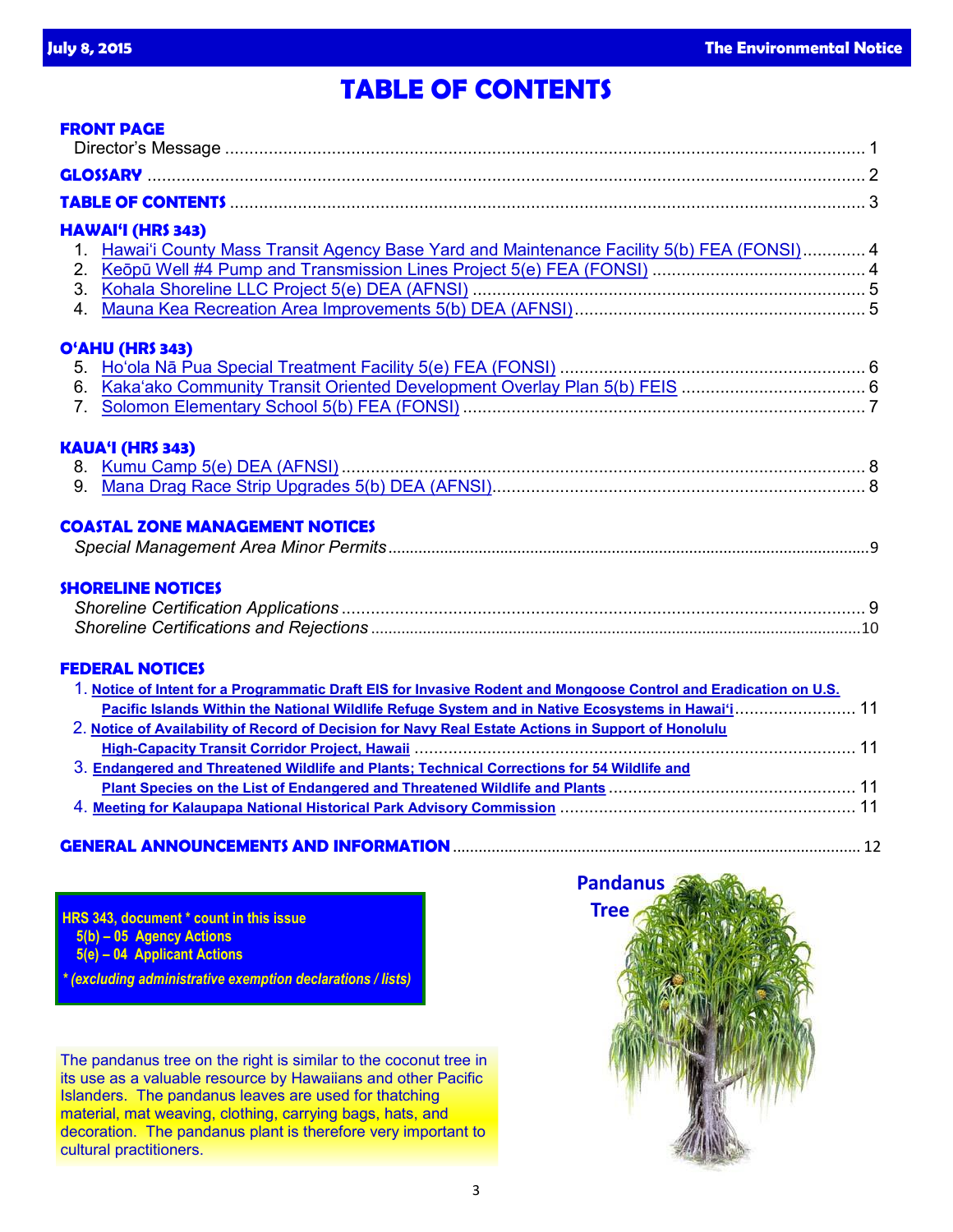# TABLE OF CONTENTS

**FRONT PAGE**
Director's Message .................................................. 1

**GLOSSARY** .................................................. 2

**TABLE OF CONTENTS** .................................................. 3

**HAWAI'I (HRS 343)**

1. Hawai'i County Mass Transit Agency Base Yard and Maintenance Facility 5(b) FEA (FONSI) ............ 4
2. Keōpū Well #4 Pump and Transmission Lines Project 5(e) FEA (FONSI) ............ 4
3. Kohala Shoreline LLC Project 5(e) DEA (AFNSI) ............ 5
4. Mauna Kea Recreation Area Improvements 5(b) DEA (AFNSI) ............ 5

**O'AHU (HRS 343)**

5. Ho'ola Nā Pua Special Treatment Facility 5(e) FEA (FONSI) ............ 6
6. Kaka'ako Community Transit Oriented Development Overlay Plan 5(b) FEIS ............ 6
7. Solomon Elementary School 5(b) FEA (FONSI) ............ 7

**KAUA'I (HRS 343)**

8. Kumu Camp 5(e) DEA (AFNSI) ............ 8
9. Mana Drag Race Strip Upgrades 5(b) DEA (AFNSI) ............ 8

**COASTAL ZONE MANAGEMENT NOTICES**
*Special Management Area Minor Permits* ............ 9

**SHORELINE NOTICES**
*Shoreline Certification Applications* ............ 9
*Shoreline Certifications and Rejections* ............ 10

**FEDERAL NOTICES**

1. **Notice of Intent for a Programmatic Draft EIS for Invasive Rodent and Mongoose Control and Eradication on U.S. Pacific Islands Within the National Wildlife Refuge System and in Native Ecosystems in Hawai'i** ............ 11
2. **Notice of Availability of Record of Decision for Navy Real Estate Actions in Support of Honolulu High-Capacity Transit Corridor Project, Hawaii** ............ 11
3. **Endangered and Threatened Wildlife and Plants; Technical Corrections for 54 Wildlife and Plant Species on the List of Endangered and Threatened Wildlife and Plants** ............ 11
4. **Meeting for Kalaupapa National Historical Park Advisory Commission** ............ 11

**GENERAL ANNOUNCEMENTS AND INFORMATION** ............ 12

**HRS 343, document * count in this issue**
5(b) – 05 Agency Actions
5(e) – 04 Applicant Actions
*\* (excluding administrative exemption declarations / lists)*

**Pandanus Tree**

The pandanus tree on the right is similar to the coconut tree in its use as a valuable resource by Hawaiians and other Pacific Islanders. The pandanus leaves are used for thatching material, mat weaving, clothing, carrying bags, hats, and decoration. The pandanus plant is therefore very important to cultural practitioners.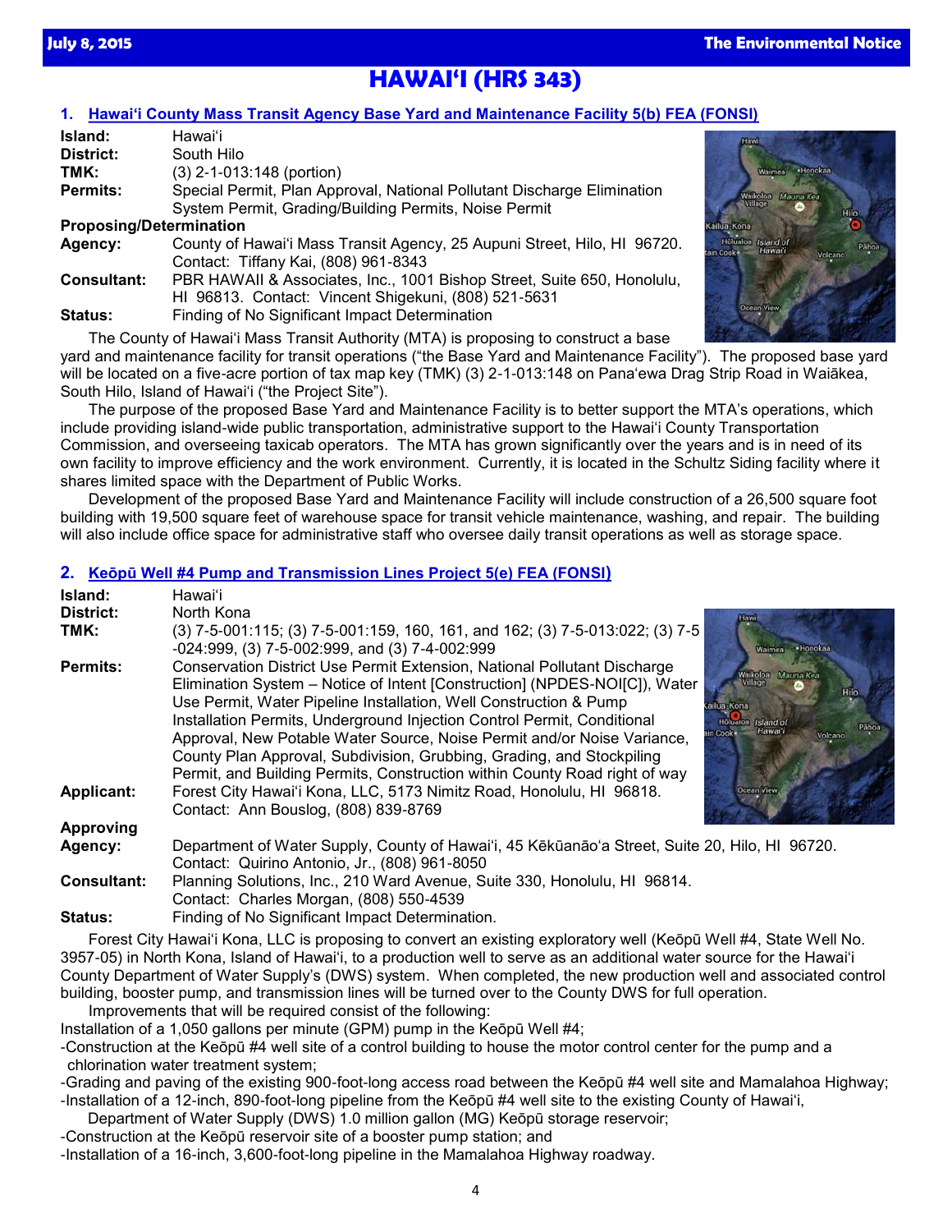# HAWAIʻI (HRS 343)

## 1. Hawaiʻi County Mass Transit Agency Base Yard and Maintenance Facility 5(b) FEA (FONSI)

**Island:** Hawaiʻi
**District:** South Hilo
**TMK:** (3) 2-1-013:148 (portion)
**Permits:** Special Permit, Plan Approval, National Pollutant Discharge Elimination System Permit, Grading/Building Permits, Noise Permit
**Proposing/Determination Agency:** County of Hawaiʻi Mass Transit Agency, 25 Aupuni Street, Hilo, HI 96720. Contact: Tiffany Kai, (808) 961-8343
**Consultant:** PBR HAWAII & Associates, Inc., 1001 Bishop Street, Suite 650, Honolulu, HI 96813. Contact: Vincent Shigekuni, (808) 521-5631
**Status:** Finding of No Significant Impact Determination

The County of Hawaiʻi Mass Transit Authority (MTA) is proposing to construct a base yard and maintenance facility for transit operations ("the Base Yard and Maintenance Facility"). The proposed base yard will be located on a five-acre portion of tax map key (TMK) (3) 2-1-013:148 on Panaʻewa Drag Strip Road in Waiākea, South Hilo, Island of Hawaiʻi ("the Project Site").

The purpose of the proposed Base Yard and Maintenance Facility is to better support the MTA's operations, which include providing island-wide public transportation, administrative support to the Hawaiʻi County Transportation Commission, and overseeing taxicab operators. The MTA has grown significantly over the years and is in need of its own facility to improve efficiency and the work environment. Currently, it is located in the Schultz Siding facility where it shares limited space with the Department of Public Works.

Development of the proposed Base Yard and Maintenance Facility will include construction of a 26,500 square foot building with 19,500 square feet of warehouse space for transit vehicle maintenance, washing, and repair. The building will also include office space for administrative staff who oversee daily transit operations as well as storage space.

## 2. Keōpū Well #4 Pump and Transmission Lines Project 5(e) FEA (FONSI)

**Island:** Hawaiʻi
**District:** North Kona
**TMK:** (3) 7-5-001:115; (3) 7-5-001:159, 160, 161, and 162; (3) 7-5-013:022; (3) 7-5-024:999, (3) 7-5-002:999, and (3) 7-4-002:999
**Permits:** Conservation District Use Permit Extension, National Pollutant Discharge Elimination System – Notice of Intent [Construction] (NPDES-NOI[C]), Water Use Permit, Water Pipeline Installation, Well Construction & Pump Installation Permits, Underground Injection Control Permit, Conditional Approval, New Potable Water Source, Noise Permit and/or Noise Variance, County Plan Approval, Subdivision, Grubbing, Grading, and Stockpiling Permit, and Building Permits, Construction within County Road right of way
**Applicant:** Forest City Hawaiʻi Kona, LLC, 5173 Nimitz Road, Honolulu, HI 96818. Contact: Ann Bouslog, (808) 839-8769
**Approving Agency:** Department of Water Supply, County of Hawaiʻi, 45 Kēkūanāoʻa Street, Suite 20, Hilo, HI 96720. Contact: Quirino Antonio, Jr., (808) 961-8050
**Consultant:** Planning Solutions, Inc., 210 Ward Avenue, Suite 330, Honolulu, HI 96814. Contact: Charles Morgan, (808) 550-4539
**Status:** Finding of No Significant Impact Determination.

Forest City Hawaiʻi Kona, LLC is proposing to convert an existing exploratory well (Keōpū Well #4, State Well No. 3957-05) in North Kona, Island of Hawaiʻi, to a production well to serve as an additional water source for the Hawaiʻi County Department of Water Supply's (DWS) system. When completed, the new production well and associated control building, booster pump, and transmission lines will be turned over to the County DWS for full operation.

Improvements that will be required consist of the following:

Installation of a 1,050 gallons per minute (GPM) pump in the Keōpū Well #4;
- Construction at the Keōpū #4 well site of a control building to house the motor control center for the pump and a chlorination water treatment system;
- Grading and paving of the existing 900-foot-long access road between the Keōpū #4 well site and Mamalahoa Highway;
- Installation of a 12-inch, 890-foot-long pipeline from the Keōpū #4 well site to the existing County of Hawaiʻi, Department of Water Supply (DWS) 1.0 million gallon (MG) Keōpū storage reservoir;
- Construction at the Keōpū reservoir site of a booster pump station; and
- Installation of a 16-inch, 3,600-foot-long pipeline in the Mamalahoa Highway roadway.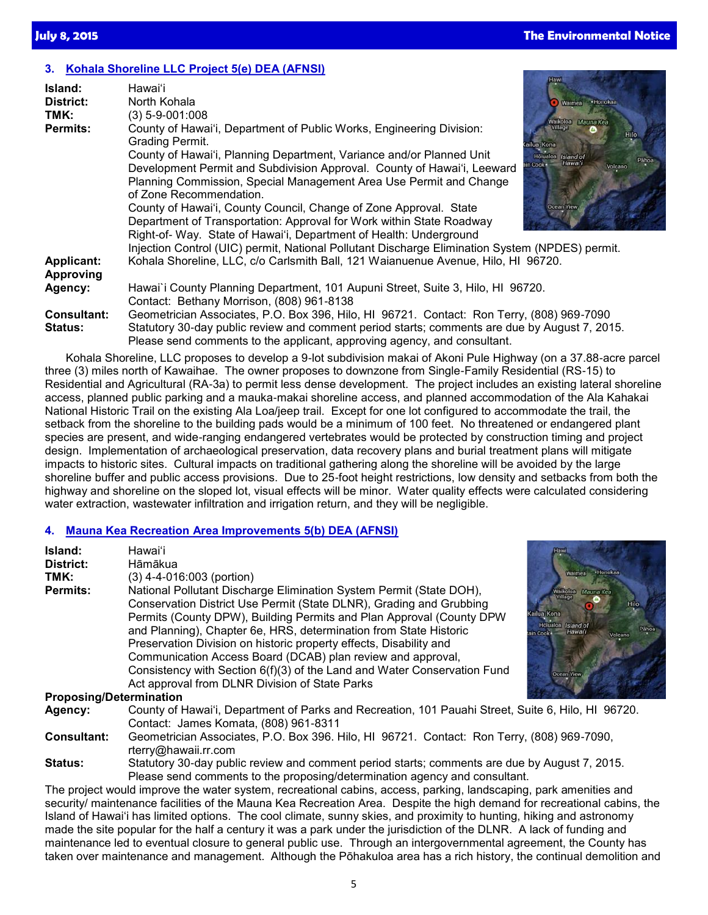## 3. Kohala Shoreline LLC Project 5(e) DEA (AFNSI)

**Island:** Hawaiʻi
**District:** North Kohala
**TMK:** (3) 5-9-001:008
**Permits:** County of Hawaiʻi, Department of Public Works, Engineering Division: Grading Permit. County of Hawaiʻi, Planning Department, Variance and/or Planned Unit Development Permit and Subdivision Approval. County of Hawaiʻi, Leeward Planning Commission, Special Management Area Use Permit and Change of Zone Recommendation. County of Hawaiʻi, County Council, Change of Zone Approval. State Department of Transportation: Approval for Work within State Roadway Right-of- Way. State of Hawaiʻi, Department of Health: Underground Injection Control (UIC) permit, National Pollutant Discharge Elimination System (NPDES) permit.
**Applicant:** Kohala Shoreline, LLC, c/o Carlsmith Ball, 121 Waianuenue Avenue, Hilo, HI 96720.
**Approving Agency:** Hawai`i County Planning Department, 101 Aupuni Street, Suite 3, Hilo, HI 96720. Contact: Bethany Morrison, (808) 961-8138
**Consultant:** Geometrician Associates, P.O. Box 396, Hilo, HI 96721. Contact: Ron Terry, (808) 969-7090
**Status:** Statutory 30-day public review and comment period starts; comments are due by August 7, 2015. Please send comments to the applicant, approving agency, and consultant.

Kohala Shoreline, LLC proposes to develop a 9-lot subdivision makai of Akoni Pule Highway (on a 37.88-acre parcel three (3) miles north of Kawaihae. The owner proposes to downzone from Single-Family Residential (RS-15) to Residential and Agricultural (RA-3a) to permit less dense development. The project includes an existing lateral shoreline access, planned public parking and a mauka-makai shoreline access, and planned accommodation of the Ala Kahakai National Historic Trail on the existing Ala Loa/jeep trail. Except for one lot configured to accommodate the trail, the setback from the shoreline to the building pads would be a minimum of 100 feet. No threatened or endangered plant species are present, and wide-ranging endangered vertebrates would be protected by construction timing and project design. Implementation of archaeological preservation, data recovery plans and burial treatment plans will mitigate impacts to historic sites. Cultural impacts on traditional gathering along the shoreline will be avoided by the large shoreline buffer and public access provisions. Due to 25-foot height restrictions, low density and setbacks from both the highway and shoreline on the sloped lot, visual effects will be minor. Water quality effects were calculated considering water extraction, wastewater infiltration and irrigation return, and they will be negligible.

## 4. Mauna Kea Recreation Area Improvements 5(b) DEA (AFNSI)

**Island:** Hawaiʻi
**District:** Hāmākua
**TMK:** (3) 4-4-016:003 (portion)
**Permits:** National Pollutant Discharge Elimination System Permit (State DOH), Conservation District Use Permit (State DLNR), Grading and Grubbing Permits (County DPW), Building Permits and Plan Approval (County DPW and Planning), Chapter 6e, HRS, determination from State Historic Preservation Division on historic property effects, Disability and Communication Access Board (DCAB) plan review and approval, Consistency with Section 6(f)(3) of the Land and Water Conservation Fund Act approval from DLNR Division of State Parks
**Proposing/Determination Agency:** County of Hawaiʻi, Department of Parks and Recreation, 101 Pauahi Street, Suite 6, Hilo, HI 96720. Contact: James Komata, (808) 961-8311
**Consultant:** Geometrician Associates, P.O. Box 396. Hilo, HI 96721. Contact: Ron Terry, (808) 969-7090, rterry@hawaii.rr.com
**Status:** Statutory 30-day public review and comment period starts; comments are due by August 7, 2015. Please send comments to the proposing/determination agency and consultant.

The project would improve the water system, recreational cabins, access, parking, landscaping, park amenities and security/ maintenance facilities of the Mauna Kea Recreation Area. Despite the high demand for recreational cabins, the Island of Hawaiʻi has limited options. The cool climate, sunny skies, and proximity to hunting, hiking and astronomy made the site popular for the half a century it was a park under the jurisdiction of the DLNR. A lack of funding and maintenance led to eventual closure to general public use. Through an intergovernmental agreement, the County has taken over maintenance and management. Although the Pōhakuloa area has a rich history, the continual demolition and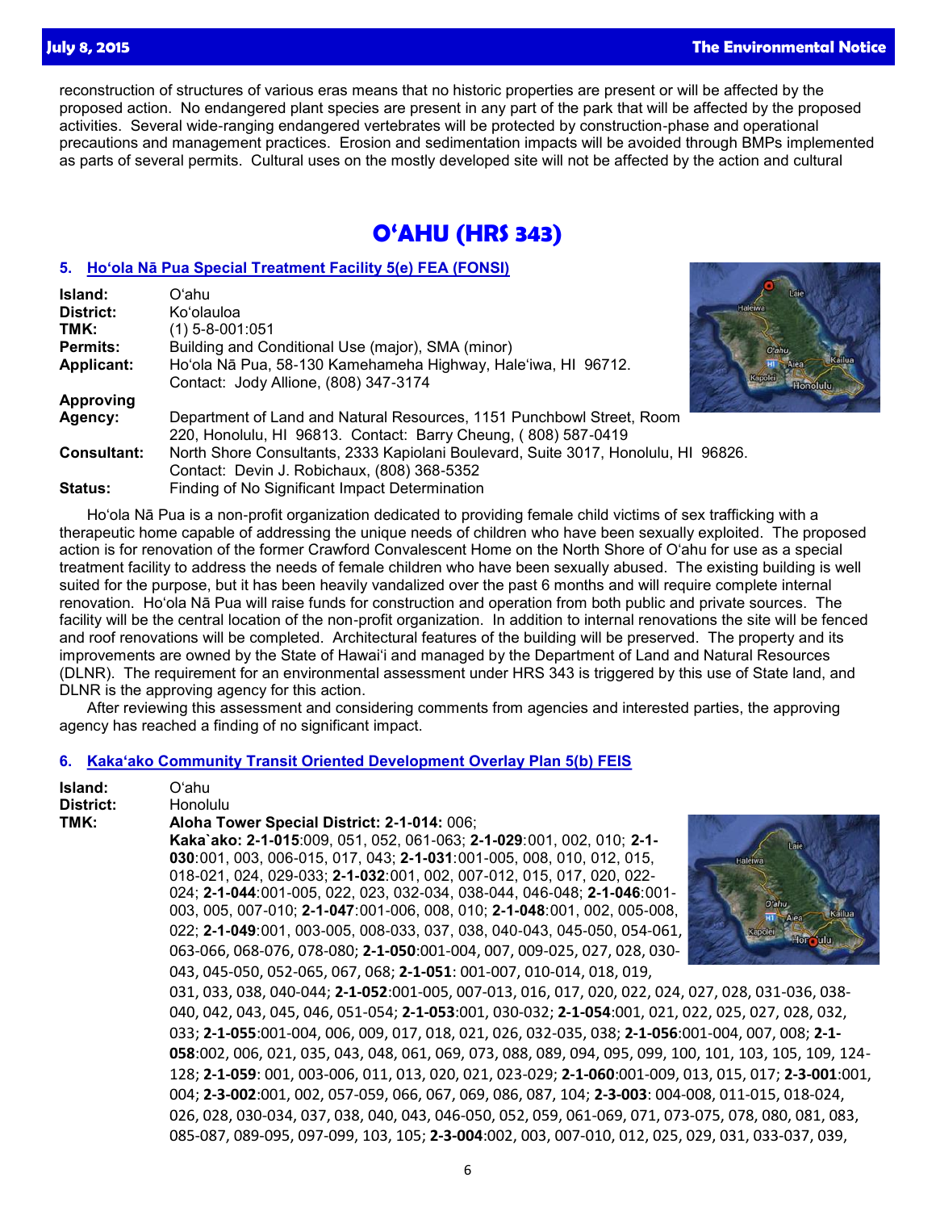reconstruction of structures of various eras means that no historic properties are present or will be affected by the proposed action. No endangered plant species are present in any part of the park that will be affected by the proposed activities. Several wide-ranging endangered vertebrates will be protected by construction-phase and operational precautions and management practices. Erosion and sedimentation impacts will be avoided through BMPs implemented as parts of several permits. Cultural uses on the mostly developed site will not be affected by the action and cultural

# OʻAHU (HRS 343)

## 5. Hoʻola Nā Pua Special Treatment Facility 5(e) FEA (FONSI)

**Island:** Oʻahu
**District:** Koʻolauloa
**TMK:** (1) 5-8-001:051
**Permits:** Building and Conditional Use (major), SMA (minor)
**Applicant:** Hoʻola Nā Pua, 58-130 Kamehameha Highway, Haleʻiwa, HI 96712. Contact: Jody Allione, (808) 347-3174
**Approving Agency:** Department of Land and Natural Resources, 1151 Punchbowl Street, Room 220, Honolulu, HI 96813. Contact: Barry Cheung, ( 808) 587-0419
**Consultant:** North Shore Consultants, 2333 Kapiolani Boulevard, Suite 3017, Honolulu, HI 96826. Contact: Devin J. Robichaux, (808) 368-5352
**Status:** Finding of No Significant Impact Determination

Hoʻola Nā Pua is a non-profit organization dedicated to providing female child victims of sex trafficking with a therapeutic home capable of addressing the unique needs of children who have been sexually exploited. The proposed action is for renovation of the former Crawford Convalescent Home on the North Shore of Oʻahu for use as a special treatment facility to address the needs of female children who have been sexually abused. The existing building is well suited for the purpose, but it has been heavily vandalized over the past 6 months and will require complete internal renovation. Hoʻola Nā Pua will raise funds for construction and operation from both public and private sources. The facility will be the central location of the non-profit organization. In addition to internal renovations the site will be fenced and roof renovations will be completed. Architectural features of the building will be preserved. The property and its improvements are owned by the State of Hawaiʻi and managed by the Department of Land and Natural Resources (DLNR). The requirement for an environmental assessment under HRS 343 is triggered by this use of State land, and DLNR is the approving agency for this action.

After reviewing this assessment and considering comments from agencies and interested parties, the approving agency has reached a finding of no significant impact.

## 6. Kakaʻako Community Transit Oriented Development Overlay Plan 5(b) FEIS

**Island:** Oʻahu
**District:** Honolulu
**TMK:** **Aloha Tower Special District: 2-1-014:** 006; **Kaka`ako: 2-1-015**:009, 051, 052, 061-063; **2-1-029**:001, 002, 010; **2-1-030**:001, 003, 006-015, 017, 043; **2-1-031**:001-005, 008, 010, 012, 015, 018-021, 024, 029-033; **2-1-032**:001, 002, 007-012, 015, 017, 020, 022-024; **2-1-044**:001-005, 022, 023, 032-034, 038-044, 046-048; **2-1-046**:001-003, 005, 007-010; **2-1-047**:001-006, 008, 010; **2-1-048**:001, 002, 005-008, 022; **2-1-049**:001, 003-005, 008-033, 037, 038, 040-043, 045-050, 054-061, 063-066, 068-076, 078-080; **2-1-050**:001-004, 007, 009-025, 027, 028, 030-043, 045-050, 052-065, 067, 068; **2-1-051**: 001-007, 010-014, 018, 019, 031, 033, 038, 040-044; **2-1-052**:001-005, 007-013, 016, 017, 020, 022, 024, 027, 028, 031-036, 038-040, 042, 043, 045, 046, 051-054; **2-1-053**:001, 030-032; **2-1-054**:001, 021, 022, 025, 027, 028, 032, 033; **2-1-055**:001-004, 006, 009, 017, 018, 021, 026, 032-035, 038; **2-1-056**:001-004, 007, 008; **2-1-058**:002, 006, 021, 035, 043, 048, 061, 069, 073, 088, 089, 094, 095, 099, 100, 101, 103, 105, 109, 124-128; **2-1-059**: 001, 003-006, 011, 013, 020, 021, 023-029; **2-1-060**:001-009, 013, 015, 017; **2-3-001**:001, 004; **2-3-002**:001, 002, 057-059, 066, 067, 069, 086, 087, 104; **2-3-003**: 004-008, 011-015, 018-024, 026, 028, 030-034, 037, 038, 040, 043, 046-050, 052, 059, 061-069, 071, 073-075, 078, 080, 081, 083, 085-087, 089-095, 097-099, 103, 105; **2-3-004**:002, 003, 007-010, 012, 025, 029, 031, 033-037, 039,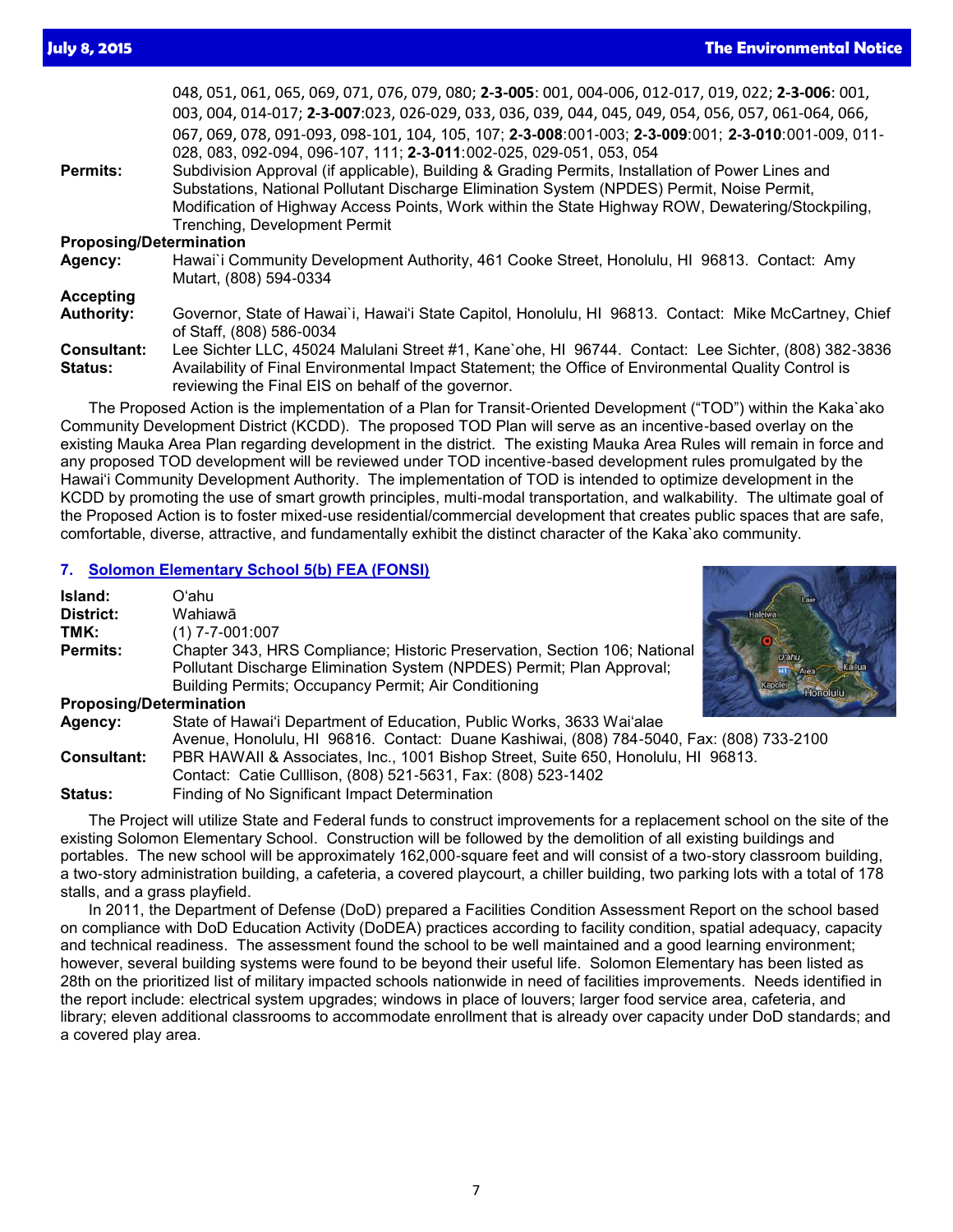048, 051, 061, 065, 069, 071, 076, 079, 080; **2-3-005**: 001, 004-006, 012-017, 019, 022; **2-3-006**: 001, 003, 004, 014-017; **2-3-007**:023, 026-029, 033, 036, 039, 044, 045, 049, 054, 056, 057, 061-064, 066, 067, 069, 078, 091-093, 098-101, 104, 105, 107; **2-3-008**:001-003; **2-3-009**:001; **2-3-010**:001-009, 011-028, 083, 092-094, 096-107, 111; **2-3-011**:002-025, 029-051, 053, 054

**Permits:** Subdivision Approval (if applicable), Building & Grading Permits, Installation of Power Lines and Substations, National Pollutant Discharge Elimination System (NPDES) Permit, Noise Permit, Modification of Highway Access Points, Work within the State Highway ROW, Dewatering/Stockpiling, Trenching, Development Permit

**Proposing/Determination Agency:** Hawai`i Community Development Authority, 461 Cooke Street, Honolulu, HI 96813. Contact: Amy Mutart, (808) 594-0334

**Accepting Authority:** Governor, State of Hawai`i, Hawai'i State Capitol, Honolulu, HI 96813. Contact: Mike McCartney, Chief of Staff, (808) 586-0034

**Consultant:** Lee Sichter LLC, 45024 Malulani Street #1, Kane`ohe, HI 96744. Contact: Lee Sichter, (808) 382-3836

**Status:** Availability of Final Environmental Impact Statement; the Office of Environmental Quality Control is reviewing the Final EIS on behalf of the governor.

The Proposed Action is the implementation of a Plan for Transit-Oriented Development ("TOD") within the Kaka`ako Community Development District (KCDD). The proposed TOD Plan will serve as an incentive-based overlay on the existing Mauka Area Plan regarding development in the district. The existing Mauka Area Rules will remain in force and any proposed TOD development will be reviewed under TOD incentive-based development rules promulgated by the Hawai'i Community Development Authority. The implementation of TOD is intended to optimize development in the KCDD by promoting the use of smart growth principles, multi-modal transportation, and walkability. The ultimate goal of the Proposed Action is to foster mixed-use residential/commercial development that creates public spaces that are safe, comfortable, diverse, attractive, and fundamentally exhibit the distinct character of the Kaka`ako community.

## 7. Solomon Elementary School 5(b) FEA (FONSI)

**Island:** O'ahu

**District:** Wahiawā

**TMK:** (1) 7-7-001:007

**Permits:** Chapter 343, HRS Compliance; Historic Preservation, Section 106; National Pollutant Discharge Elimination System (NPDES) Permit; Plan Approval; Building Permits; Occupancy Permit; Air Conditioning

**Proposing/Determination Agency:** State of Hawai'i Department of Education, Public Works, 3633 Wai'alae Avenue, Honolulu, HI 96816. Contact: Duane Kashiwai, (808) 784-5040, Fax: (808) 733-2100

**Consultant:** PBR HAWAII & Associates, Inc., 1001 Bishop Street, Suite 650, Honolulu, HI 96813. Contact: Catie Culllison, (808) 521-5631, Fax: (808) 523-1402

**Status:** Finding of No Significant Impact Determination

The Project will utilize State and Federal funds to construct improvements for a replacement school on the site of the existing Solomon Elementary School. Construction will be followed by the demolition of all existing buildings and portables. The new school will be approximately 162,000-square feet and will consist of a two-story classroom building, a two-story administration building, a cafeteria, a covered playcourt, a chiller building, two parking lots with a total of 178 stalls, and a grass playfield.

In 2011, the Department of Defense (DoD) prepared a Facilities Condition Assessment Report on the school based on compliance with DoD Education Activity (DoDEA) practices according to facility condition, spatial adequacy, capacity and technical readiness. The assessment found the school to be well maintained and a good learning environment; however, several building systems were found to be beyond their useful life. Solomon Elementary has been listed as 28th on the prioritized list of military impacted schools nationwide in need of facilities improvements. Needs identified in the report include: electrical system upgrades; windows in place of louvers; larger food service area, cafeteria, and library; eleven additional classrooms to accommodate enrollment that is already over capacity under DoD standards; and a covered play area.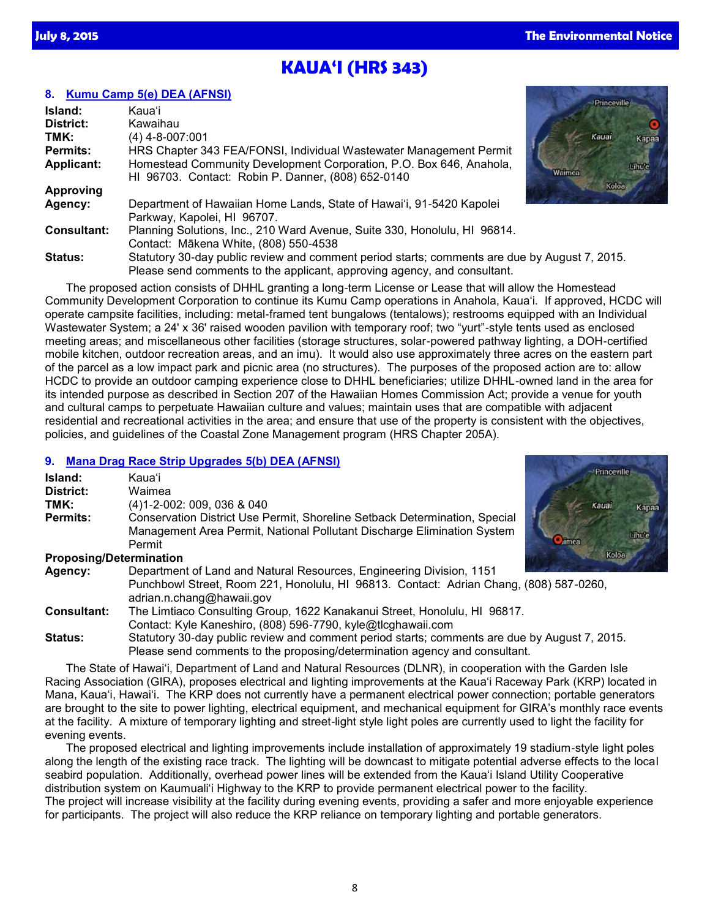# KAUAʻI (HRS 343)

## 8. Kumu Camp 5(e) DEA (AFNSI)

**Island:** Kauaʻi
**District:** Kawaihau
**TMK:** (4) 4-8-007:001
**Permits:** HRS Chapter 343 FEA/FONSI, Individual Wastewater Management Permit
**Applicant:** Homestead Community Development Corporation, P.O. Box 646, Anahola, HI 96703. Contact: Robin P. Danner, (808) 652-0140
**Approving Agency:** Department of Hawaiian Home Lands, State of Hawaiʻi, 91-5420 Kapolei Parkway, Kapolei, HI 96707.
**Consultant:** Planning Solutions, Inc., 210 Ward Avenue, Suite 330, Honolulu, HI 96814. Contact: Mākena White, (808) 550-4538
**Status:** Statutory 30-day public review and comment period starts; comments are due by August 7, 2015. Please send comments to the applicant, approving agency, and consultant.

The proposed action consists of DHHL granting a long-term License or Lease that will allow the Homestead Community Development Corporation to continue its Kumu Camp operations in Anahola, Kauaʻi. If approved, HCDC will operate campsite facilities, including: metal-framed tent bungalows (tentalows); restrooms equipped with an Individual Wastewater System; a 24' x 36' raised wooden pavilion with temporary roof; two "yurt"-style tents used as enclosed meeting areas; and miscellaneous other facilities (storage structures, solar-powered pathway lighting, a DOH-certified mobile kitchen, outdoor recreation areas, and an imu). It would also use approximately three acres on the eastern part of the parcel as a low impact park and picnic area (no structures). The purposes of the proposed action are to: allow HCDC to provide an outdoor camping experience close to DHHL beneficiaries; utilize DHHL-owned land in the area for its intended purpose as described in Section 207 of the Hawaiian Homes Commission Act; provide a venue for youth and cultural camps to perpetuate Hawaiian culture and values; maintain uses that are compatible with adjacent residential and recreational activities in the area; and ensure that use of the property is consistent with the objectives, policies, and guidelines of the Coastal Zone Management program (HRS Chapter 205A).

## 9. Mana Drag Race Strip Upgrades 5(b) DEA (AFNSI)

**Island:** Kauaʻi
**District:** Waimea
**TMK:** (4)1-2-002: 009, 036 & 040
**Permits:** Conservation District Use Permit, Shoreline Setback Determination, Special Management Area Permit, National Pollutant Discharge Elimination System Permit
**Proposing/Determination Agency:** Department of Land and Natural Resources, Engineering Division, 1151 Punchbowl Street, Room 221, Honolulu, HI 96813. Contact: Adrian Chang, (808) 587-0260, adrian.n.chang@hawaii.gov
**Consultant:** The Limtiaco Consulting Group, 1622 Kanakanui Street, Honolulu, HI 96817. Contact: Kyle Kaneshiro, (808) 596-7790, kyle@tlcghawaii.com
**Status:** Statutory 30-day public review and comment period starts; comments are due by August 7, 2015. Please send comments to the proposing/determination agency and consultant.

The State of Hawaiʻi, Department of Land and Natural Resources (DLNR), in cooperation with the Garden Isle Racing Association (GIRA), proposes electrical and lighting improvements at the Kauaʻi Raceway Park (KRP) located in Mana, Kauaʻi, Hawaiʻi. The KRP does not currently have a permanent electrical power connection; portable generators are brought to the site to power lighting, electrical equipment, and mechanical equipment for GIRA's monthly race events at the facility. A mixture of temporary lighting and street-light style light poles are currently used to light the facility for evening events.

The proposed electrical and lighting improvements include installation of approximately 19 stadium-style light poles along the length of the existing race track. The lighting will be downcast to mitigate potential adverse effects to the local seabird population. Additionally, overhead power lines will be extended from the Kauaʻi Island Utility Cooperative distribution system on Kaumualiʻi Highway to the KRP to provide permanent electrical power to the facility. The project will increase visibility at the facility during evening events, providing a safer and more enjoyable experience for participants. The project will also reduce the KRP reliance on temporary lighting and portable generators.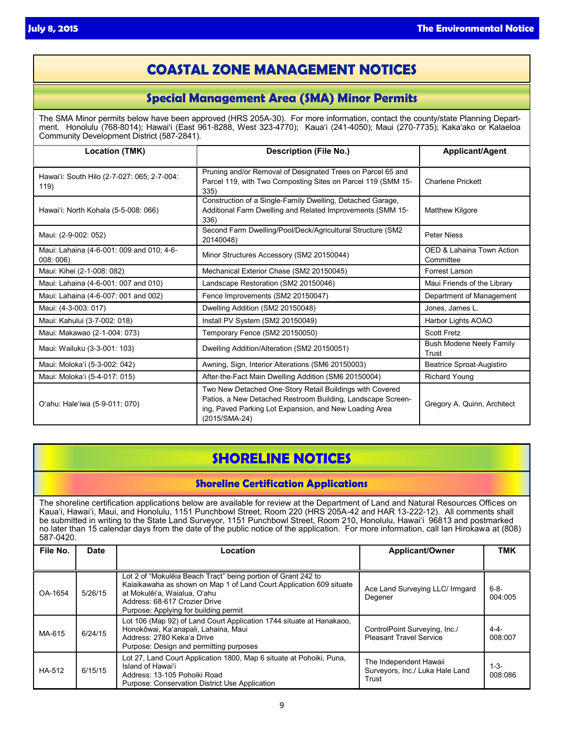# COASTAL ZONE MANAGEMENT NOTICES

## Special Management Area (SMA) Minor Permits

The SMA Minor permits below have been approved (HRS 205A-30). For more information, contact the county/state Planning Department. Honolulu (768-8014); Hawaiʻi (East 961-8288, West 323-4770); Kauaʻi (241-4050); Maui (270-7735); Kakaʻako or Kalaeloa Community Development District (587-2841).

| Location (TMK) | Description (File No.) | Applicant/Agent |
|---|---|---|
| Hawaiʻi: South Hilo (2-7-027: 065; 2-7-004: 119) | Pruning and/or Removal of Designated Trees on Parcel 65 and Parcel 119, with Two Composting Sites on Parcel 119 (SMM 15-335) | Charlene Prickett |
| Hawaiʻi: North Kohala (5-5-008: 066) | Construction of a Single-Family Dwelling, Detached Garage, Additional Farm Dwelling and Related Improvements (SMM 15-336) | Matthew Kilgore |
| Maui: (2-9-002: 052) | Second Farm Dwelling/Pool/Deck/Agricultural Structure (SM2 20140048) | Peter Niess |
| Maui: Lahaina (4-6-001: 009 and 010; 4-6-008: 006) | Minor Structures Accessory (SM2 20150044) | OED & Lahaina Town Action Committee |
| Maui: Kihei (2-1-008: 082) | Mechanical Exterior Chase (SM2 20150045) | Forrest Larson |
| Maui: Lahaina (4-6-001: 007 and 010) | Landscape Restoration (SM2 20150046) | Maui Friends of the Library |
| Maui: Lahaina (4-6-007: 001 and 002) | Fence Improvements (SM2 20150047) | Department of Management |
| Maui: (4-3-003: 017) | Dwelling Addition (SM2 20150048) | Jones, James L. |
| Maui: Kahului (3-7-002: 018) | Install PV System (SM2 20150049) | Harbor Lights AOAO |
| Maui: Makawao (2-1-004: 073) | Temporary Fence (SM2 20150050) | Scott Fretz |
| Maui: Wailuku (3-3-001: 103) | Dwelling Addition/Alteration (SM2 20150051) | Bush Modene Neely Family Trust |
| Maui: Molokaʻi (5-3-002: 042) | Awning, Sign, Interior Alterations (SM6 20150003) | Beatrice Sproat-Augistiro |
| Maui: Molokaʻi (5-4-017: 015) | After-the-Fact Main Dwelling Addition (SM6 20150004) | Richard Young |
| Oʻahu: Haleʻiwa (5-9-011: 070) | Two New Detached One-Story Retail Buildings with Covered Patios, a New Detached Restroom Building, Landscape Screening, Paved Parking Lot Expansion, and New Loading Area (2015/SMA-24) | Gregory A. Quinn, Architect |

# SHORELINE NOTICES

## Shoreline Certification Applications

The shoreline certification applications below are available for review at the Department of Land and Natural Resources Offices on Kauaʻi, Hawaiʻi, Maui, and Honolulu, 1151 Punchbowl Street, Room 220 (HRS 205A-42 and HAR 13-222-12). All comments shall be submitted in writing to the State Land Surveyor, 1151 Punchbowl Street, Room 210, Honolulu, Hawaiʻi 96813 and postmarked no later than 15 calendar days from the date of the public notice of the application. For more information, call Ian Hirokawa at (808) 587-0420.

| File No. | Date | Location | Applicant/Owner | TMK |
|---|---|---|---|---|
| OA-1654 | 5/26/15 | Lot 2 of "Mokulēia Beach Tract" being portion of Grant 242 to Kaiaikawaha as shown on Map 1 of Land Court Application 609 situate at Mokulēiʻa, Waialua, Oʻahu<br>Address: 68-617 Crozier Drive<br>Purpose: Applying for building permit | Ace Land Surveying LLC/ Irmgard Degener | 6-8-004:005 |
| MA-615 | 6/24/15 | Lot 106 (Map 92) of Land Court Application 1744 situate at Hanakaoo, Honokōwai, Kaʻanapali, Lahaina, Maui<br>Address: 2780 Kekaʻa Drive<br>Purpose: Design and permitting purposes | ControlPoint Surveying, Inc./ Pleasant Travel Service | 4-4-008:007 |
| HA-512 | 6/15/15 | Lot 27, Land Court Application 1800, Map 6 situate at Pohoiki, Puna, Island of Hawaiʻi<br>Address: 13-105 Pohoiki Road<br>Purpose: Conservation District Use Application | The Independent Hawaii Surveyors, Inc./ Luka Hale Land Trust | 1-3-008:086 |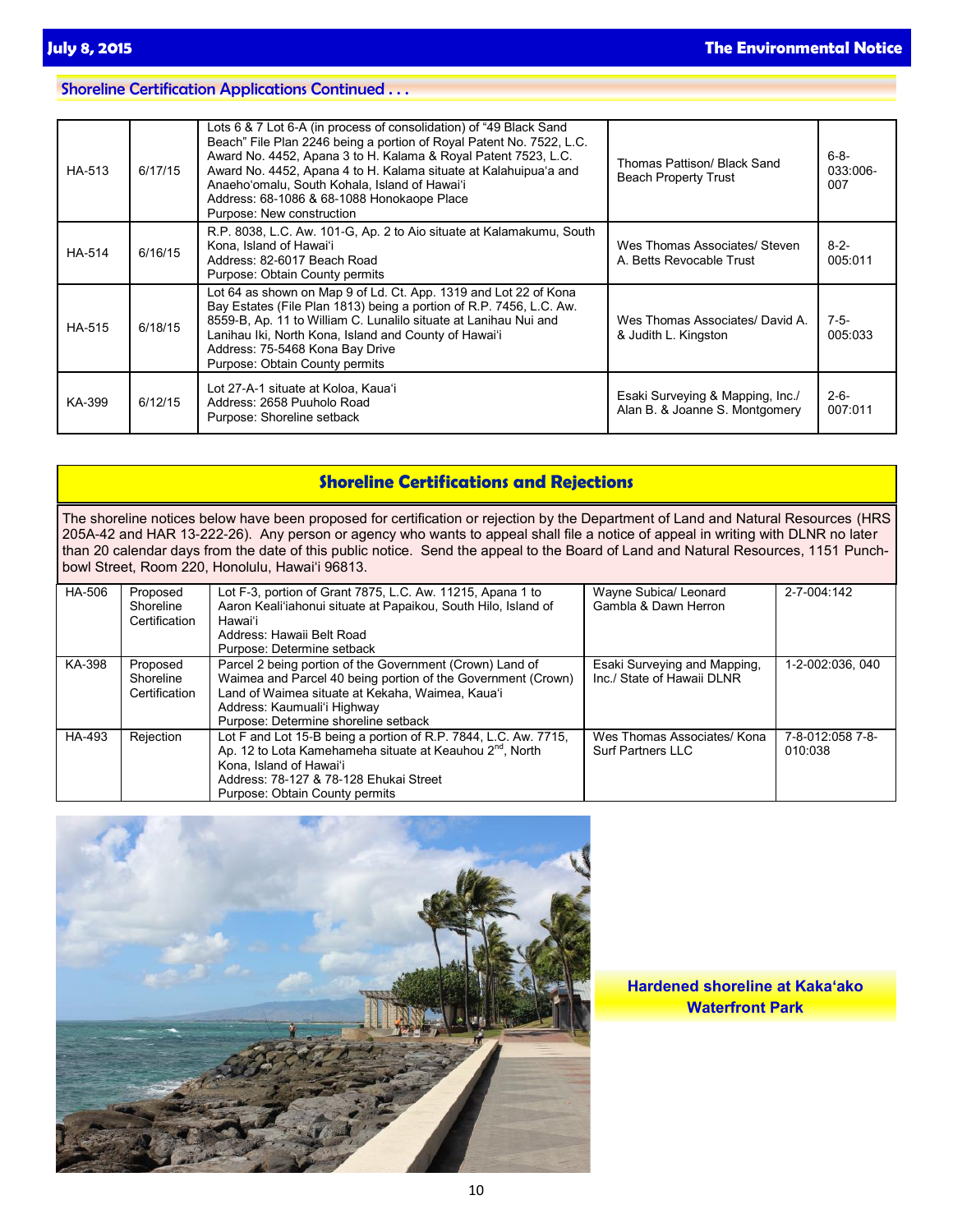## Shoreline Certification Applications Continued . . .

| | | | | |
|---|---|---|---|---|
| HA-513 | 6/17/15 | Lots 6 & 7 Lot 6-A (in process of consolidation) of "49 Black Sand Beach" File Plan 2246 being a portion of Royal Patent No. 7522, L.C. Award No. 4452, Apana 3 to H. Kalama & Royal Patent 7523, L.C. Award No. 4452, Apana 4 to H. Kalama situate at Kalahuipuaʻa and Anaehoʻomalu, South Kohala, Island of Hawaiʻi<br>Address: 68-1086 & 68-1088 Honokaope Place<br>Purpose: New construction | Thomas Pattison/ Black Sand Beach Property Trust | 6-8-033:006-007 |
| HA-514 | 6/16/15 | R.P. 8038, L.C. Aw. 101-G, Ap. 2 to Aio situate at Kalamakumu, South Kona, Island of Hawaiʻi<br>Address: 82-6017 Beach Road<br>Purpose: Obtain County permits | Wes Thomas Associates/ Steven A. Betts Revocable Trust | 8-2-005:011 |
| HA-515 | 6/18/15 | Lot 64 as shown on Map 9 of Ld. Ct. App. 1319 and Lot 22 of Kona Bay Estates (File Plan 1813) being a portion of R.P. 7456, L.C. Aw. 8559-B, Ap. 11 to William C. Lunalilo situate at Lanihau Nui and Lanihau Iki, North Kona, Island and County of Hawaiʻi<br>Address: 75-5468 Kona Bay Drive<br>Purpose: Obtain County permits | Wes Thomas Associates/ David A. & Judith L. Kingston | 7-5-005:033 |
| KA-399 | 6/12/15 | Lot 27-A-1 situate at Koloa, Kauaʻi<br>Address: 2658 Puuholo Road<br>Purpose: Shoreline setback | Esaki Surveying & Mapping, Inc./ Alan B. & Joanne S. Montgomery | 2-6-007:011 |

## Shoreline Certifications and Rejections

The shoreline notices below have been proposed for certification or rejection by the Department of Land and Natural Resources (HRS 205A-42 and HAR 13-222-26). Any person or agency who wants to appeal shall file a notice of appeal in writing with DLNR no later than 20 calendar days from the date of this public notice. Send the appeal to the Board of Land and Natural Resources, 1151 Punchbowl Street, Room 220, Honolulu, Hawaiʻi 96813.

| | | | | |
|---|---|---|---|---|
| HA-506 | Proposed Shoreline Certification | Lot F-3, portion of Grant 7875, L.C. Aw. 11215, Apana 1 to Aaron Kealiʻiahonui situate at Papaikou, South Hilo, Island of Hawaiʻi<br>Address: Hawaii Belt Road<br>Purpose: Determine setback | Wayne Subica/ Leonard Gambla & Dawn Herron | 2-7-004:142 |
| KA-398 | Proposed Shoreline Certification | Parcel 2 being portion of the Government (Crown) Land of Waimea and Parcel 40 being portion of the Government (Crown) Land of Waimea situate at Kekaha, Waimea, Kauaʻi<br>Address: Kaumualiʻi Highway<br>Purpose: Determine shoreline setback | Esaki Surveying and Mapping, Inc./ State of Hawaii DLNR | 1-2-002:036, 040 |
| HA-493 | Rejection | Lot F and Lot 15-B being a portion of R.P. 7844, L.C. Aw. 7715, Ap. 12 to Lota Kamehameha situate at Keauhou 2nd, North Kona, Island of Hawaiʻi<br>Address: 78-127 & 78-128 Ehukai Street<br>Purpose: Obtain County permits | Wes Thomas Associates/ Kona Surf Partners LLC | 7-8-012:058 7-8-010:038 |

Hardened shoreline at Kakaʻako Waterfront Park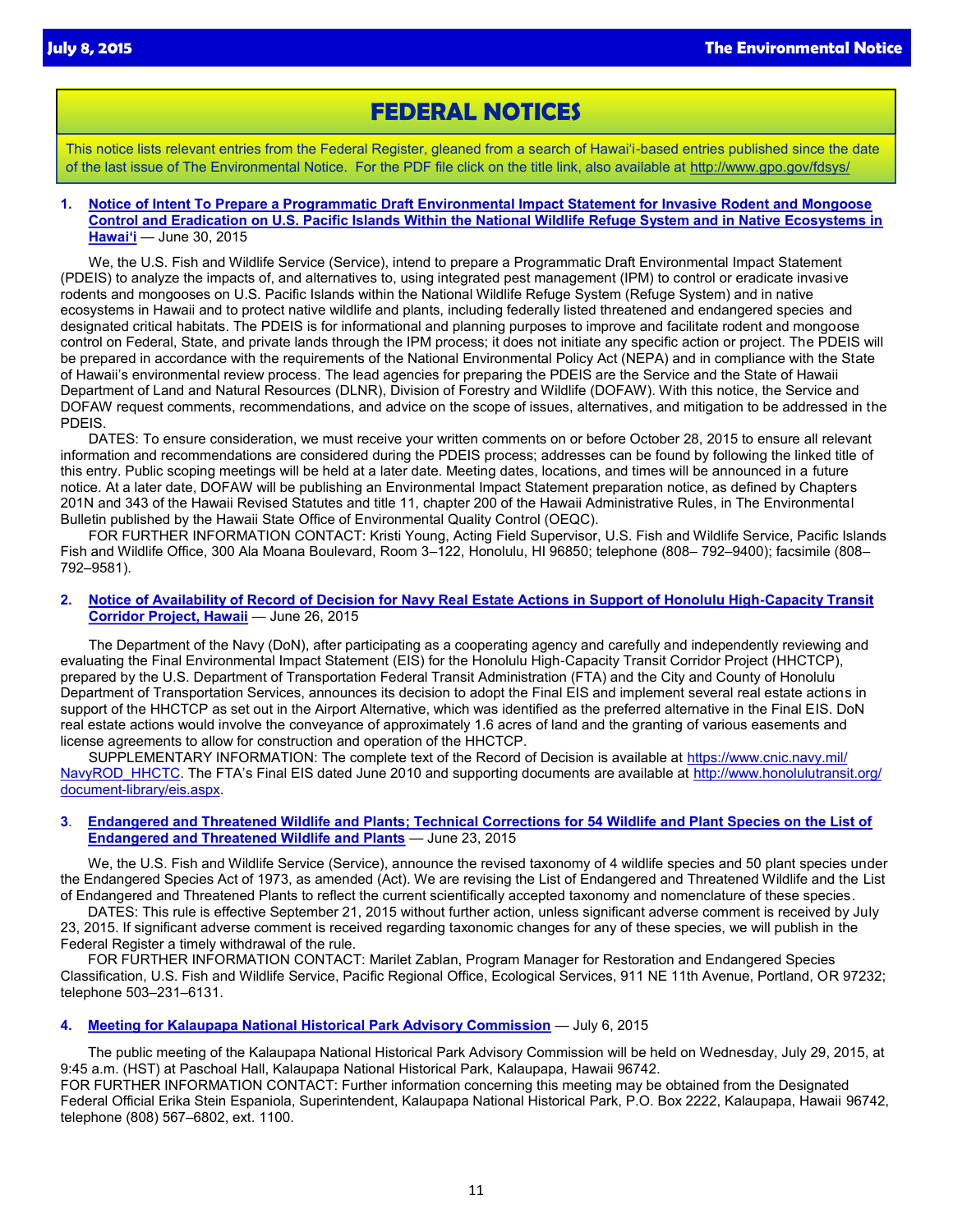# FEDERAL NOTICES

This notice lists relevant entries from the Federal Register, gleaned from a search of Hawaiʻi-based entries published since the date of the last issue of The Environmental Notice. For the PDF file click on the title link, also available at http://www.gpo.gov/fdsys/

**1. Notice of Intent To Prepare a Programmatic Draft Environmental Impact Statement for Invasive Rodent and Mongoose Control and Eradication on U.S. Pacific Islands Within the National Wildlife Refuge System and in Native Ecosystems in Hawaiʻi** — June 30, 2015

We, the U.S. Fish and Wildlife Service (Service), intend to prepare a Programmatic Draft Environmental Impact Statement (PDEIS) to analyze the impacts of, and alternatives to, using integrated pest management (IPM) to control or eradicate invasive rodents and mongooses on U.S. Pacific Islands within the National Wildlife Refuge System (Refuge System) and in native ecosystems in Hawaii and to protect native wildlife and plants, including federally listed threatened and endangered species and designated critical habitats. The PDEIS is for informational and planning purposes to improve and facilitate rodent and mongoose control on Federal, State, and private lands through the IPM process; it does not initiate any specific action or project. The PDEIS will be prepared in accordance with the requirements of the National Environmental Policy Act (NEPA) and in compliance with the State of Hawaii's environmental review process. The lead agencies for preparing the PDEIS are the Service and the State of Hawaii Department of Land and Natural Resources (DLNR), Division of Forestry and Wildlife (DOFAW). With this notice, the Service and DOFAW request comments, recommendations, and advice on the scope of issues, alternatives, and mitigation to be addressed in the PDEIS.

DATES: To ensure consideration, we must receive your written comments on or before October 28, 2015 to ensure all relevant information and recommendations are considered during the PDEIS process; addresses can be found by following the linked title of this entry. Public scoping meetings will be held at a later date. Meeting dates, locations, and times will be announced in a future notice. At a later date, DOFAW will be publishing an Environmental Impact Statement preparation notice, as defined by Chapters 201N and 343 of the Hawaii Revised Statutes and title 11, chapter 200 of the Hawaii Administrative Rules, in The Environmental Bulletin published by the Hawaii State Office of Environmental Quality Control (OEQC).

FOR FURTHER INFORMATION CONTACT: Kristi Young, Acting Field Supervisor, U.S. Fish and Wildlife Service, Pacific Islands Fish and Wildlife Office, 300 Ala Moana Boulevard, Room 3–122, Honolulu, HI 96850; telephone (808– 792–9400); facsimile (808–792–9581).

**2. Notice of Availability of Record of Decision for Navy Real Estate Actions in Support of Honolulu High-Capacity Transit Corridor Project, Hawaii** — June 26, 2015

The Department of the Navy (DoN), after participating as a cooperating agency and carefully and independently reviewing and evaluating the Final Environmental Impact Statement (EIS) for the Honolulu High-Capacity Transit Corridor Project (HHCTCP), prepared by the U.S. Department of Transportation Federal Transit Administration (FTA) and the City and County of Honolulu Department of Transportation Services, announces its decision to adopt the Final EIS and implement several real estate actions in support of the HHCTCP as set out in the Airport Alternative, which was identified as the preferred alternative in the Final EIS. DoN real estate actions would involve the conveyance of approximately 1.6 acres of land and the granting of various easements and license agreements to allow for construction and operation of the HHCTCP.

SUPPLEMENTARY INFORMATION: The complete text of the Record of Decision is available at https://www.cnic.navy.mil/NavyROD_HHCTC. The FTA's Final EIS dated June 2010 and supporting documents are available at http://www.honolulutransit.org/document-library/eis.aspx.

**3. Endangered and Threatened Wildlife and Plants; Technical Corrections for 54 Wildlife and Plant Species on the List of Endangered and Threatened Wildlife and Plants** — June 23, 2015

We, the U.S. Fish and Wildlife Service (Service), announce the revised taxonomy of 4 wildlife species and 50 plant species under the Endangered Species Act of 1973, as amended (Act). We are revising the List of Endangered and Threatened Wildlife and the List of Endangered and Threatened Plants to reflect the current scientifically accepted taxonomy and nomenclature of these species.

DATES: This rule is effective September 21, 2015 without further action, unless significant adverse comment is received by July 23, 2015. If significant adverse comment is received regarding taxonomic changes for any of these species, we will publish in the Federal Register a timely withdrawal of the rule.

FOR FURTHER INFORMATION CONTACT: Marilet Zablan, Program Manager for Restoration and Endangered Species Classification, U.S. Fish and Wildlife Service, Pacific Regional Office, Ecological Services, 911 NE 11th Avenue, Portland, OR 97232; telephone 503–231–6131.

**4. Meeting for Kalaupapa National Historical Park Advisory Commission** — July 6, 2015

The public meeting of the Kalaupapa National Historical Park Advisory Commission will be held on Wednesday, July 29, 2015, at 9:45 a.m. (HST) at Paschoal Hall, Kalaupapa National Historical Park, Kalaupapa, Hawaii 96742.

FOR FURTHER INFORMATION CONTACT: Further information concerning this meeting may be obtained from the Designated Federal Official Erika Stein Espaniola, Superintendent, Kalaupapa National Historical Park, P.O. Box 2222, Kalaupapa, Hawaii 96742, telephone (808) 567–6802, ext. 1100.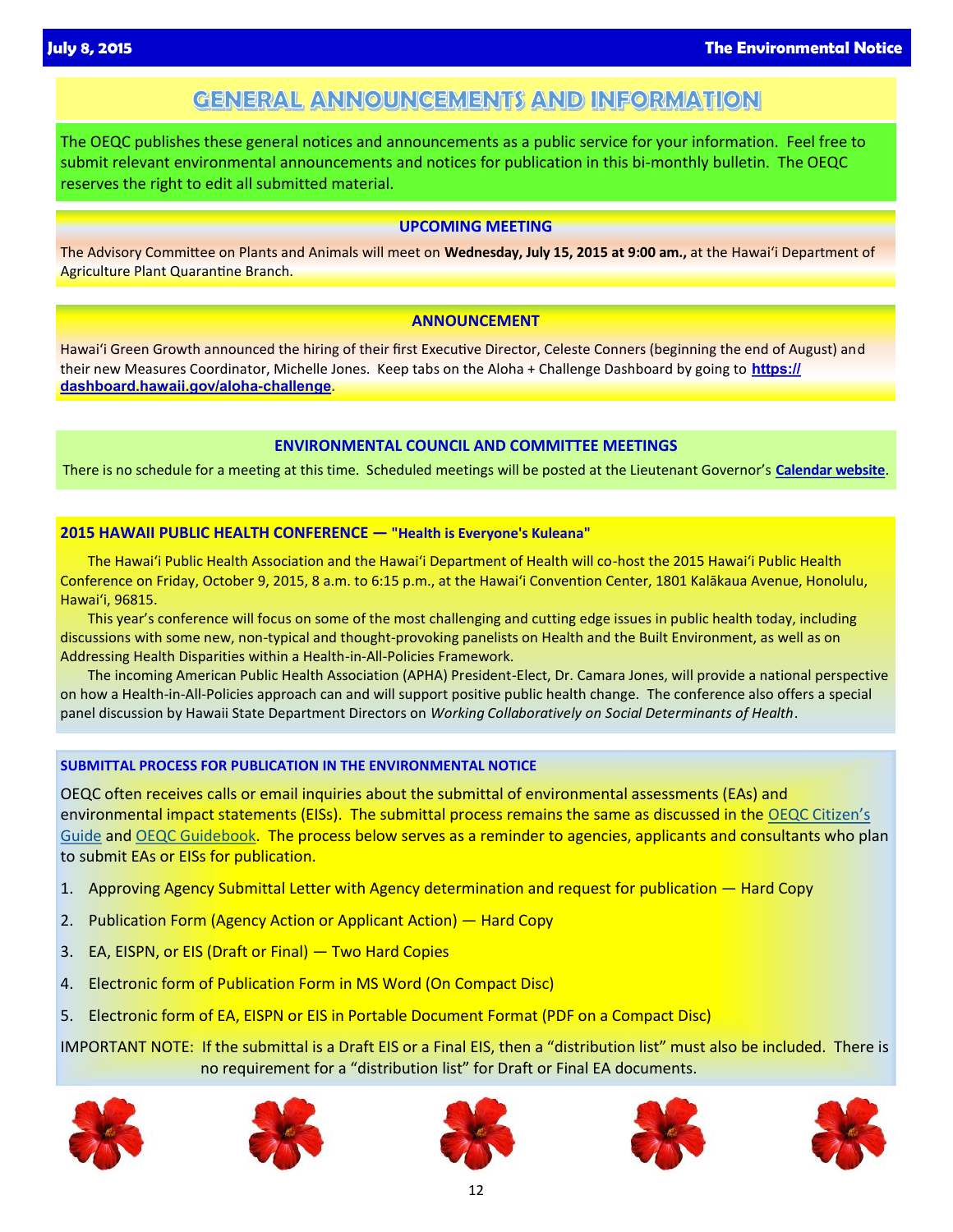# GENERAL ANNOUNCEMENTS AND INFORMATION

The OEQC publishes these general notices and announcements as a public service for your information. Feel free to submit relevant environmental announcements and notices for publication in this bi-monthly bulletin. The OEQC reserves the right to edit all submitted material.

## UPCOMING MEETING

The Advisory Committee on Plants and Animals will meet on **Wednesday, July 15, 2015 at 9:00 am.**, at the Hawaiʻi Department of Agriculture Plant Quarantine Branch.

## ANNOUNCEMENT

Hawaiʻi Green Growth announced the hiring of their first Executive Director, Celeste Conners (beginning the end of August) and their new Measures Coordinator, Michelle Jones. Keep tabs on the Aloha + Challenge Dashboard by going to **https://dashboard.hawaii.gov/aloha-challenge**.

## ENVIRONMENTAL COUNCIL AND COMMITTEE MEETINGS

There is no schedule for a meeting at this time. Scheduled meetings will be posted at the Lieutenant Governor's **Calendar website**.

## 2015 HAWAII PUBLIC HEALTH CONFERENCE — "Health is Everyone's Kuleana"

The Hawaiʻi Public Health Association and the Hawaiʻi Department of Health will co-host the 2015 Hawaiʻi Public Health Conference on Friday, October 9, 2015, 8 a.m. to 6:15 p.m., at the Hawaiʻi Convention Center, 1801 Kalākaua Avenue, Honolulu, Hawaiʻi, 96815.

This year's conference will focus on some of the most challenging and cutting edge issues in public health today, including discussions with some new, non-typical and thought-provoking panelists on Health and the Built Environment, as well as on Addressing Health Disparities within a Health-in-All-Policies Framework.

The incoming American Public Health Association (APHA) President-Elect, Dr. Camara Jones, will provide a national perspective on how a Health-in-All-Policies approach can and will support positive public health change. The conference also offers a special panel discussion by Hawaii State Department Directors on *Working Collaboratively on Social Determinants of Health*.

## SUBMITTAL PROCESS FOR PUBLICATION IN THE ENVIRONMENTAL NOTICE

OEQC often receives calls or email inquiries about the submittal of environmental assessments (EAs) and environmental impact statements (EISs). The submittal process remains the same as discussed in the OEQC Citizen's Guide and OEQC Guidebook. The process below serves as a reminder to agencies, applicants and consultants who plan to submit EAs or EISs for publication.

1. Approving Agency Submittal Letter with Agency determination and request for publication — Hard Copy
2. Publication Form (Agency Action or Applicant Action) — Hard Copy
3. EA, EISPN, or EIS (Draft or Final) — Two Hard Copies
4. Electronic form of Publication Form in MS Word (On Compact Disc)
5. Electronic form of EA, EISPN or EIS in Portable Document Format (PDF on a Compact Disc)

IMPORTANT NOTE: If the submittal is a Draft EIS or a Final EIS, then a "distribution list" must also be included. There is no requirement for a "distribution list" for Draft or Final EA documents.